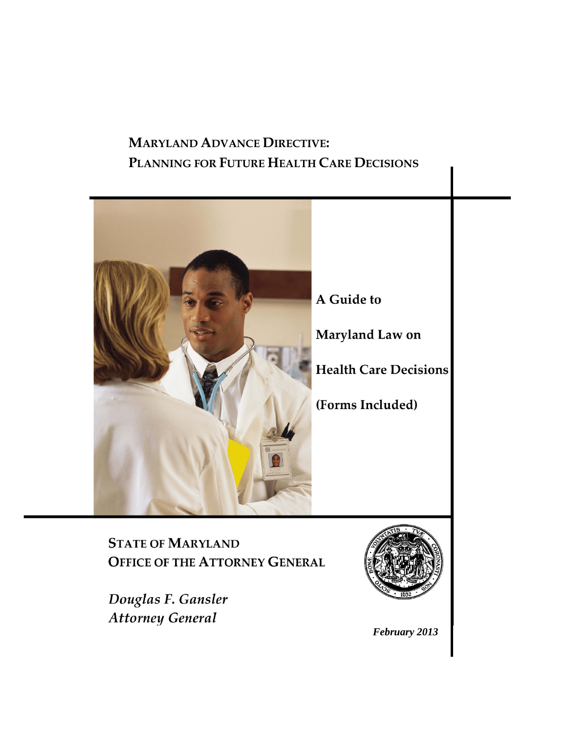# MARYLAND ADVANCE DIRECTIVE: PLANNING FOR FUTURE HEALTH CARE DECISIONS

**A Guide to Maryland Law on Health Care Decisions (Forms Included)**

STATE OF MARYLAND
OFFICE OF THE ATTORNEY GENERAL

*Douglas F. Gansler*
*Attorney General*

***February 2013***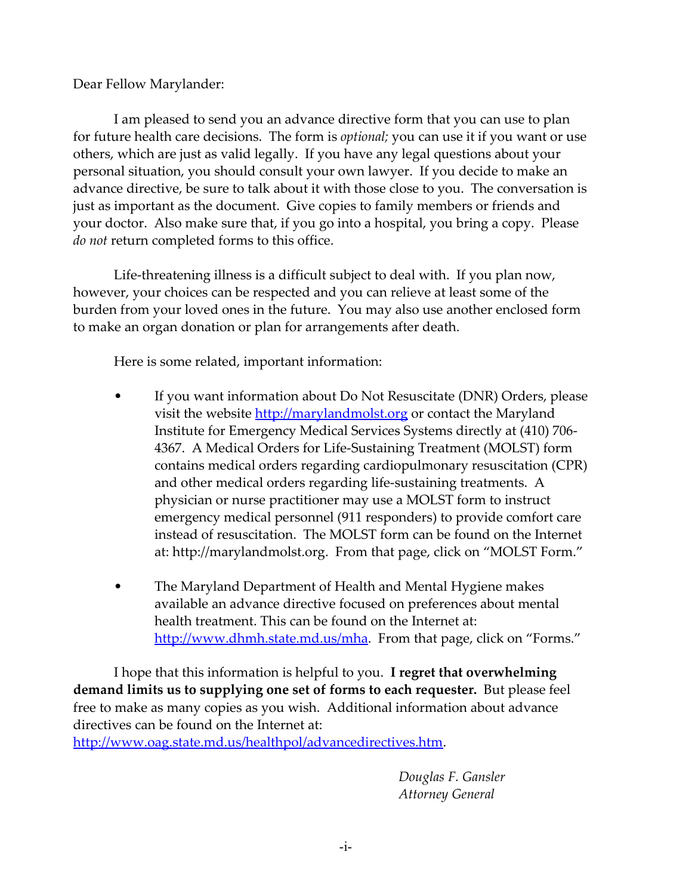Dear Fellow Marylander:

I am pleased to send you an advance directive form that you can use to plan for future health care decisions. The form is *optional;* you can use it if you want or use others, which are just as valid legally. If you have any legal questions about your personal situation, you should consult your own lawyer. If you decide to make an advance directive, be sure to talk about it with those close to you. The conversation is just as important as the document. Give copies to family members or friends and your doctor. Also make sure that, if you go into a hospital, you bring a copy. Please *do not* return completed forms to this office.

Life-threatening illness is a difficult subject to deal with. If you plan now, however, your choices can be respected and you can relieve at least some of the burden from your loved ones in the future. You may also use another enclosed form to make an organ donation or plan for arrangements after death.

Here is some related, important information:

- If you want information about Do Not Resuscitate (DNR) Orders, please visit the website http://marylandmolst.org or contact the Maryland Institute for Emergency Medical Services Systems directly at (410) 706-4367. A Medical Orders for Life-Sustaining Treatment (MOLST) form contains medical orders regarding cardiopulmonary resuscitation (CPR) and other medical orders regarding life-sustaining treatments. A physician or nurse practitioner may use a MOLST form to instruct emergency medical personnel (911 responders) to provide comfort care instead of resuscitation. The MOLST form can be found on the Internet at: http://marylandmolst.org. From that page, click on "MOLST Form."

- The Maryland Department of Health and Mental Hygiene makes available an advance directive focused on preferences about mental health treatment. This can be found on the Internet at: http://www.dhmh.state.md.us/mha. From that page, click on "Forms."

I hope that this information is helpful to you. **I regret that overwhelming demand limits us to supplying one set of forms to each requester.** But please feel free to make as many copies as you wish. Additional information about advance directives can be found on the Internet at: http://www.oag.state.md.us/healthpol/advancedirectives.htm.

*Douglas F. Gansler*
*Attorney General*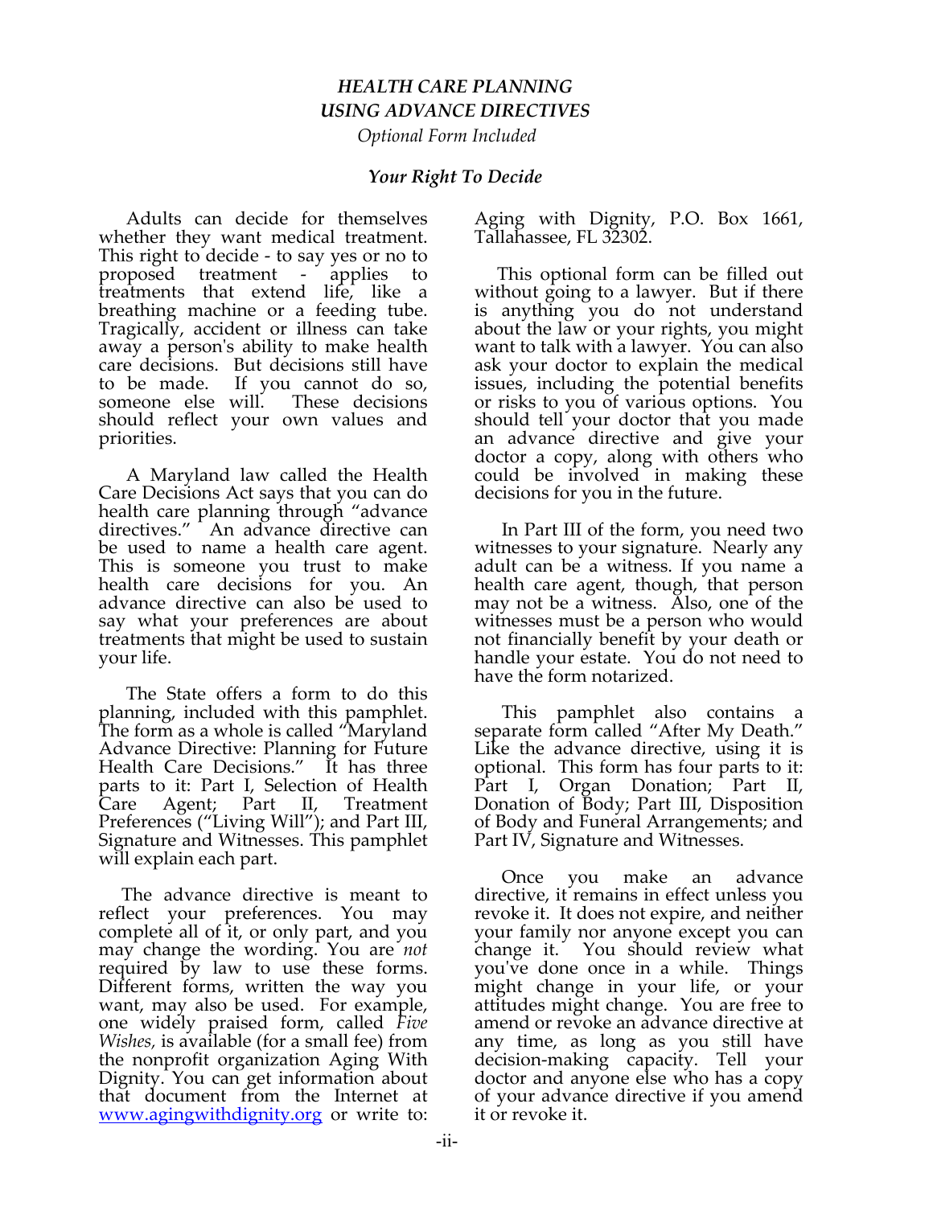# *HEALTH CARE PLANNING USING ADVANCE DIRECTIVES*

*Optional Form Included*

## *Your Right To Decide*

Adults can decide for themselves whether they want medical treatment. This right to decide - to say yes or no to proposed treatment - applies to treatments that extend life, like a breathing machine or a feeding tube. Tragically, accident or illness can take away a person's ability to make health care decisions. But decisions still have to be made. If you cannot do so, someone else will. These decisions should reflect your own values and priorities.

A Maryland law called the Health Care Decisions Act says that you can do health care planning through "advance directives." An advance directive can be used to name a health care agent. This is someone you trust to make health care decisions for you. An advance directive can also be used to say what your preferences are about treatments that might be used to sustain your life.

The State offers a form to do this planning, included with this pamphlet. The form as a whole is called "Maryland Advance Directive: Planning for Future Health Care Decisions." It has three parts to it: Part I, Selection of Health Care Agent; Part II, Treatment Preferences ("Living Will"); and Part III, Signature and Witnesses. This pamphlet will explain each part.

The advance directive is meant to reflect your preferences. You may complete all of it, or only part, and you may change the wording. You are *not* required by law to use these forms. Different forms, written the way you want, may also be used. For example, one widely praised form, called *Five Wishes,* is available (for a small fee) from the nonprofit organization Aging With Dignity. You can get information about that document from the Internet at [www.agingwithdignity.org](http://www.agingwithdignity.org) or write to: Aging with Dignity, P.O. Box 1661, Tallahassee, FL 32302.

This optional form can be filled out without going to a lawyer. But if there is anything you do not understand about the law or your rights, you might want to talk with a lawyer. You can also ask your doctor to explain the medical issues, including the potential benefits or risks to you of various options. You should tell your doctor that you made an advance directive and give your doctor a copy, along with others who could be involved in making these decisions for you in the future.

In Part III of the form, you need two witnesses to your signature. Nearly any adult can be a witness. If you name a health care agent, though, that person may not be a witness. Also, one of the witnesses must be a person who would not financially benefit by your death or handle your estate. You do not need to have the form notarized.

This pamphlet also contains a separate form called "After My Death." Like the advance directive, using it is optional. This form has four parts to it: Part I, Organ Donation; Part II, Donation of Body; Part III, Disposition of Body and Funeral Arrangements; and Part IV, Signature and Witnesses.

Once you make an advance directive, it remains in effect unless you revoke it. It does not expire, and neither your family nor anyone except you can change it. You should review what you've done once in a while. Things might change in your life, or your attitudes might change. You are free to amend or revoke an advance directive at any time, as long as you still have decision-making capacity. Tell your doctor and anyone else who has a copy of your advance directive if you amend it or revoke it.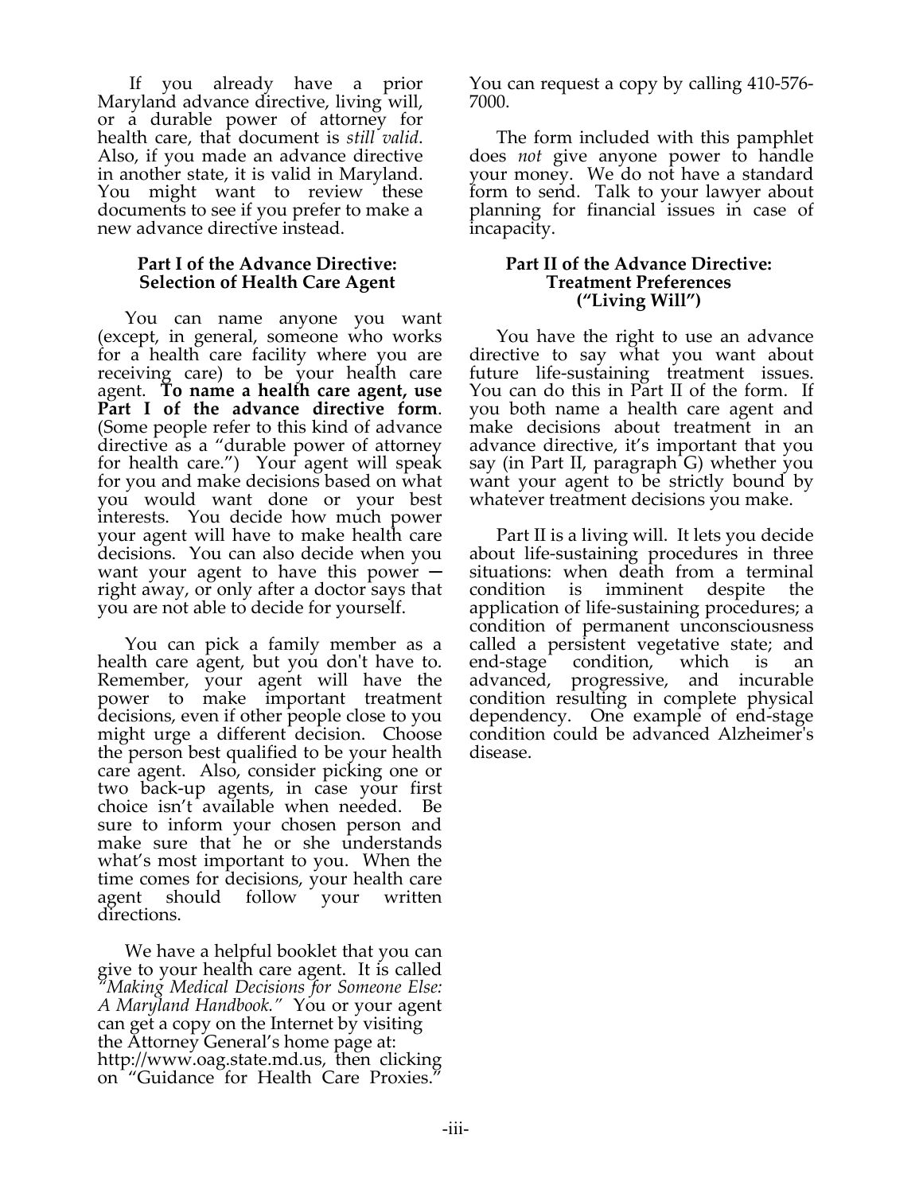If you already have a prior Maryland advance directive, living will, or a durable power of attorney for health care, that document is *still valid*. Also, if you made an advance directive in another state, it is valid in Maryland. You might want to review these documents to see if you prefer to make a new advance directive instead.

### Part I of the Advance Directive: Selection of Health Care Agent

You can name anyone you want (except, in general, someone who works for a health care facility where you are receiving care) to be your health care agent. **To name a health care agent, use Part I of the advance directive form**. (Some people refer to this kind of advance directive as a "durable power of attorney for health care.") Your agent will speak for you and make decisions based on what you would want done or your best interests. You decide how much power your agent will have to make health care decisions. You can also decide when you want your agent to have this power — right away, or only after a doctor says that you are not able to decide for yourself.

You can pick a family member as a health care agent, but you don't have to. Remember, your agent will have the power to make important treatment decisions, even if other people close to you might urge a different decision. Choose the person best qualified to be your health care agent. Also, consider picking one or two back-up agents, in case your first choice isn't available when needed. Be sure to inform your chosen person and make sure that he or she understands what's most important to you. When the time comes for decisions, your health care agent should follow your written directions.

We have a helpful booklet that you can give to your health care agent. It is called *"Making Medical Decisions for Someone Else: A Maryland Handbook."* You or your agent can get a copy on the Internet by visiting the Attorney General's home page at: http://www.oag.state.md.us, then clicking on "Guidance for Health Care Proxies." You can request a copy by calling 410-576-7000.

The form included with this pamphlet does *not* give anyone power to handle your money. We do not have a standard form to send. Talk to your lawyer about planning for financial issues in case of incapacity.

### Part II of the Advance Directive: Treatment Preferences ("Living Will")

You have the right to use an advance directive to say what you want about future life-sustaining treatment issues. You can do this in Part II of the form. If you both name a health care agent and make decisions about treatment in an advance directive, it's important that you say (in Part II, paragraph G) whether you want your agent to be strictly bound by whatever treatment decisions you make.

Part II is a living will. It lets you decide about life-sustaining procedures in three situations: when death from a terminal condition is imminent despite the application of life-sustaining procedures; a condition of permanent unconsciousness called a persistent vegetative state; and end-stage condition, which is an advanced, progressive, and incurable condition resulting in complete physical dependency. One example of end-stage condition could be advanced Alzheimer's disease.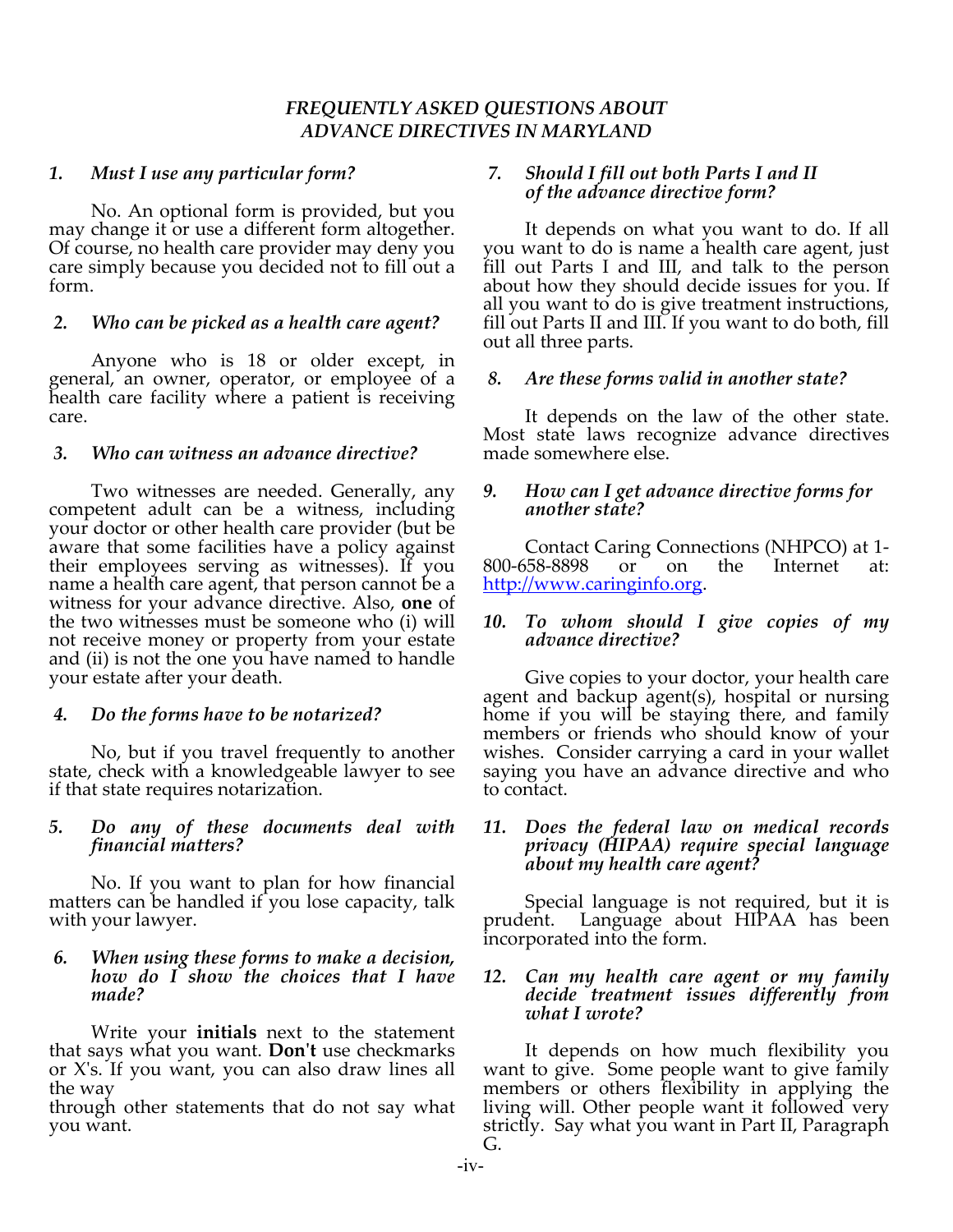## *FREQUENTLY ASKED QUESTIONS ABOUT ADVANCE DIRECTIVES IN MARYLAND*

### *1. Must I use any particular form?*

No. An optional form is provided, but you may change it or use a different form altogether. Of course, no health care provider may deny you care simply because you decided not to fill out a form.

### *2. Who can be picked as a health care agent?*

Anyone who is 18 or older except, in general, an owner, operator, or employee of a health care facility where a patient is receiving care.

### *3. Who can witness an advance directive?*

Two witnesses are needed. Generally, any competent adult can be a witness, including your doctor or other health care provider (but be aware that some facilities have a policy against their employees serving as witnesses). If you name a health care agent, that person cannot be a witness for your advance directive. Also, **one** of the two witnesses must be someone who (i) will not receive money or property from your estate and (ii) is not the one you have named to handle your estate after your death.

### *4. Do the forms have to be notarized?*

No, but if you travel frequently to another state, check with a knowledgeable lawyer to see if that state requires notarization.

### *5. Do any of these documents deal with financial matters?*

No. If you want to plan for how financial matters can be handled if you lose capacity, talk with your lawyer.

### *6. When using these forms to make a decision, how do I show the choices that I have made?*

Write your **initials** next to the statement that says what you want. **Don't** use checkmarks or X's. If you want, you can also draw lines all the way through other statements that do not say what you want.

### *7. Should I fill out both Parts I and II of the advance directive form?*

It depends on what you want to do. If all you want to do is name a health care agent, just fill out Parts I and III, and talk to the person about how they should decide issues for you. If all you want to do is give treatment instructions, fill out Parts II and III. If you want to do both, fill out all three parts.

### *8. Are these forms valid in another state?*

It depends on the law of the other state. Most state laws recognize advance directives made somewhere else.

### *9. How can I get advance directive forms for another state?*

Contact Caring Connections (NHPCO) at 1-800-658-8898 or on the Internet at: http://www.caringinfo.org.

### *10. To whom should I give copies of my advance directive?*

Give copies to your doctor, your health care agent and backup agent(s), hospital or nursing home if you will be staying there, and family members or friends who should know of your wishes. Consider carrying a card in your wallet saying you have an advance directive and who to contact.

### *11. Does the federal law on medical records privacy (HIPAA) require special language about my health care agent?*

Special language is not required, but it is prudent. Language about HIPAA has been incorporated into the form.

### *12. Can my health care agent or my family decide treatment issues differently from what I wrote?*

It depends on how much flexibility you want to give. Some people want to give family members or others flexibility in applying the living will. Other people want it followed very strictly. Say what you want in Part II, Paragraph G.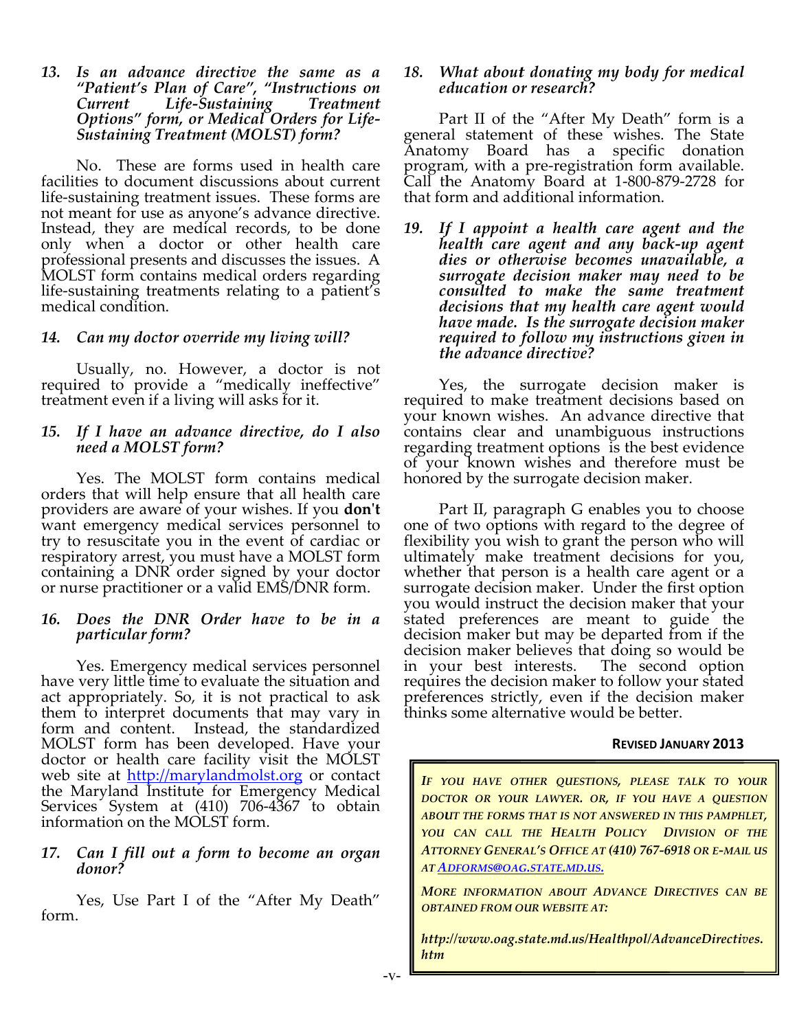***13. Is an advance directive the same as a "Patient's Plan of Care", "Instructions on Current Life-Sustaining Treatment Options" form, or Medical Orders for Life-Sustaining Treatment (MOLST) form?***

No. These are forms used in health care facilities to document discussions about current life-sustaining treatment issues. These forms are not meant for use as anyone's advance directive. Instead, they are medical records, to be done only when a doctor or other health care professional presents and discusses the issues. A MOLST form contains medical orders regarding life-sustaining treatments relating to a patient's medical condition.

***14. Can my doctor override my living will?***

Usually, no. However, a doctor is not required to provide a "medically ineffective" treatment even if a living will asks for it.

***15. If I have an advance directive, do I also need a MOLST form?***

Yes. The MOLST form contains medical orders that will help ensure that all health care providers are aware of your wishes. If you **don't** want emergency medical services personnel to try to resuscitate you in the event of cardiac or respiratory arrest, you must have a MOLST form containing a DNR order signed by your doctor or nurse practitioner or a valid EMS/DNR form.

***16. Does the DNR Order have to be in a particular form?***

Yes. Emergency medical services personnel have very little time to evaluate the situation and act appropriately. So, it is not practical to ask them to interpret documents that may vary in form and content. Instead, the standardized MOLST form has been developed. Have your doctor or health care facility visit the MOLST web site at http://marylandmolst.org or contact the Maryland Institute for Emergency Medical Services System at (410) 706-4367 to obtain information on the MOLST form.

***17. Can I fill out a form to become an organ donor?***

Yes, Use Part I of the "After My Death" form.

***18. What about donating my body for medical education or research?***

Part II of the "After My Death" form is a general statement of these wishes. The State Anatomy Board has a specific donation program, with a pre-registration form available. Call the Anatomy Board at 1-800-879-2728 for that form and additional information.

***19. If I appoint a health care agent and the health care agent and any back-up agent dies or otherwise becomes unavailable, a surrogate decision maker may need to be consulted to make the same treatment decisions that my health care agent would have made. Is the surrogate decision maker required to follow my instructions given in the advance directive?***

Yes, the surrogate decision maker is required to make treatment decisions based on your known wishes. An advance directive that contains clear and unambiguous instructions regarding treatment options is the best evidence of your known wishes and therefore must be honored by the surrogate decision maker.

Part II, paragraph G enables you to choose one of two options with regard to the degree of flexibility you wish to grant the person who will ultimately make treatment decisions for you, whether that person is a health care agent or a surrogate decision maker. Under the first option you would instruct the decision maker that your stated preferences are meant to guide the decision maker but may be departed from if the decision maker believes that doing so would be in your best interests. The second option requires the decision maker to follow your stated preferences strictly, even if the decision maker thinks some alternative would be better.

**REVISED JANUARY 2013**

*IF YOU HAVE OTHER QUESTIONS, PLEASE TALK TO YOUR DOCTOR OR YOUR LAWYER. OR, IF YOU HAVE A QUESTION ABOUT THE FORMS THAT IS NOT ANSWERED IN THIS PAMPHLET, YOU CAN CALL THE HEALTH POLICY DIVISION OF THE ATTORNEY GENERAL'S OFFICE AT* ***(410) 767-6918*** *OR E-MAIL US AT ADFORMS@OAG.STATE.MD.US.*

*MORE INFORMATION ABOUT ADVANCE DIRECTIVES CAN BE OBTAINED FROM OUR WEBSITE AT:*

***http://www.oag.state.md.us/Healthpol/AdvanceDirectives.htm***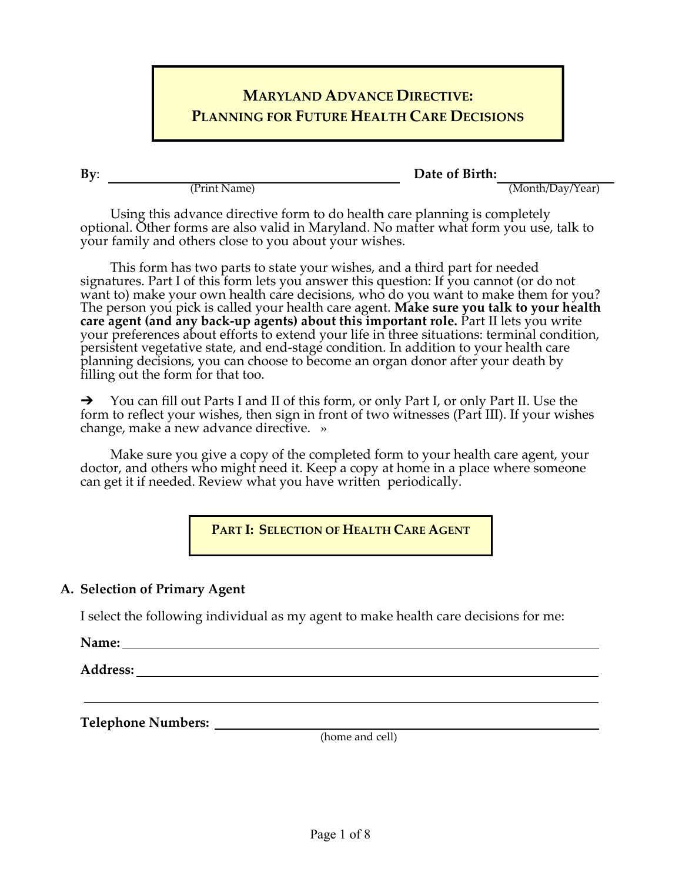# Maryland Advance Directive: Planning for Future Health Care Decisions

**By**: ________________________________ **Date of Birth:** ________________
(Print Name) (Month/Day/Year)

Using this advance directive form to do health care planning is completely optional. Other forms are also valid in Maryland. No matter what form you use, talk to your family and others close to you about your wishes.

This form has two parts to state your wishes, and a third part for needed signatures. Part I of this form lets you answer this question: If you cannot (or do not want to) make your own health care decisions, who do you want to make them for you? The person you pick is called your health care agent. **Make sure you talk to your health care agent (and any back-up agents) about this important role.** Part II lets you write your preferences about efforts to extend your life in three situations: terminal condition, persistent vegetative state, and end-stage condition. In addition to your health care planning decisions, you can choose to become an organ donor after your death by filling out the form for that too.

➔ You can fill out Parts I and II of this form, or only Part I, or only Part II. Use the form to reflect your wishes, then sign in front of two witnesses (Part III). If your wishes change, make a new advance directive. »

Make sure you give a copy of the completed form to your health care agent, your doctor, and others who might need it. Keep a copy at home in a place where someone can get it if needed. Review what you have written periodically.

## Part I: Selection of Health Care Agent

### A. Selection of Primary Agent

I select the following individual as my agent to make health care decisions for me:

**Name:** ________________________________________________

**Address:** ________________________________________________

________________________________________________

**Telephone Numbers:** ________________________________________________
(home and cell)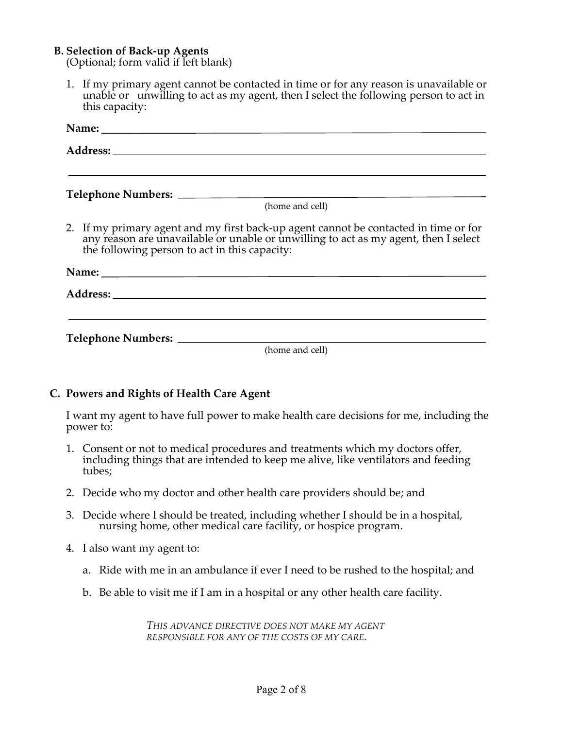## B. Selection of Back-up Agents

(Optional; form valid if left blank)

1. If my primary agent cannot be contacted in time or for any reason is unavailable or unable or unwilling to act as my agent, then I select the following person to act in this capacity:

**Name:** ______________________________________________________________

**Address:** ____________________________________________________________

______________________________________________________________________

**Telephone Numbers:** __________________________________________________
(home and cell)

2. If my primary agent and my first back-up agent cannot be contacted in time or for any reason are unavailable or unable or unwilling to act as my agent, then I select the following person to act in this capacity:

**Name:** ______________________________________________________________

**Address:** ____________________________________________________________

______________________________________________________________________

**Telephone Numbers:** __________________________________________________
(home and cell)

## C. Powers and Rights of Health Care Agent

I want my agent to have full power to make health care decisions for me, including the power to:

1. Consent or not to medical procedures and treatments which my doctors offer, including things that are intended to keep me alive, like ventilators and feeding tubes;
2. Decide who my doctor and other health care providers should be; and
3. Decide where I should be treated, including whether I should be in a hospital, nursing home, other medical care facility, or hospice program.
4. I also want my agent to:
   a. Ride with me in an ambulance if ever I need to be rushed to the hospital; and
   b. Be able to visit me if I am in a hospital or any other health care facility.

*THIS ADVANCE DIRECTIVE DOES NOT MAKE MY AGENT RESPONSIBLE FOR ANY OF THE COSTS OF MY CARE.*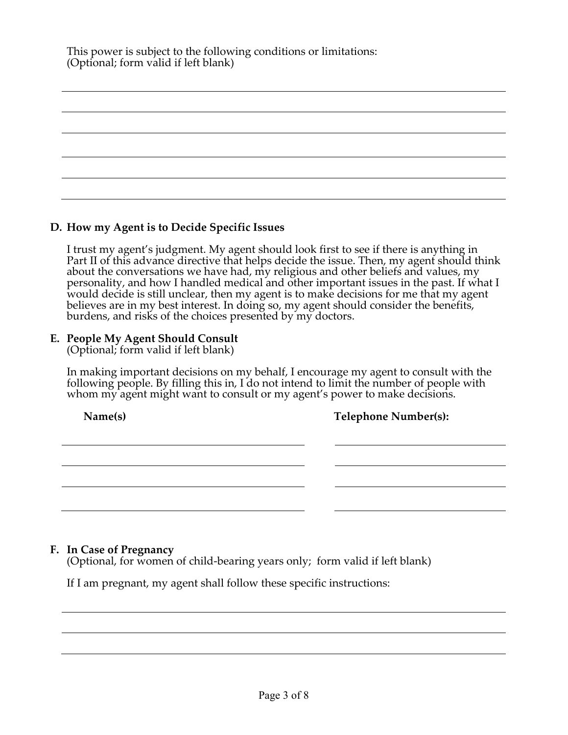This power is subject to the following conditions or limitations:
(Optional; form valid if left blank)

______________________________________________________________________________

______________________________________________________________________________

______________________________________________________________________________

______________________________________________________________________________

______________________________________________________________________________

______________________________________________________________________________

## D. How my Agent is to Decide Specific Issues

I trust my agent's judgment. My agent should look first to see if there is anything in Part II of this advance directive that helps decide the issue. Then, my agent should think about the conversations we have had, my religious and other beliefs and values, my personality, and how I handled medical and other important issues in the past. If what I would decide is still unclear, then my agent is to make decisions for me that my agent believes are in my best interest. In doing so, my agent should consider the benefits, burdens, and risks of the choices presented by my doctors.

## E. People My Agent Should Consult

(Optional; form valid if left blank)

In making important decisions on my behalf, I encourage my agent to consult with the following people. By filling this in, I do not intend to limit the number of people with whom my agent might want to consult or my agent's power to make decisions.

| **Name(s)** | **Telephone Number(s):** |
| --- | --- |
| ______________________________ | ____________________ |
| ______________________________ | ____________________ |
| ______________________________ | ____________________ |
| ______________________________ | ____________________ |

## F. In Case of Pregnancy

(Optional, for women of child-bearing years only; form valid if left blank)

If I am pregnant, my agent shall follow these specific instructions:

______________________________________________________________________________

______________________________________________________________________________

______________________________________________________________________________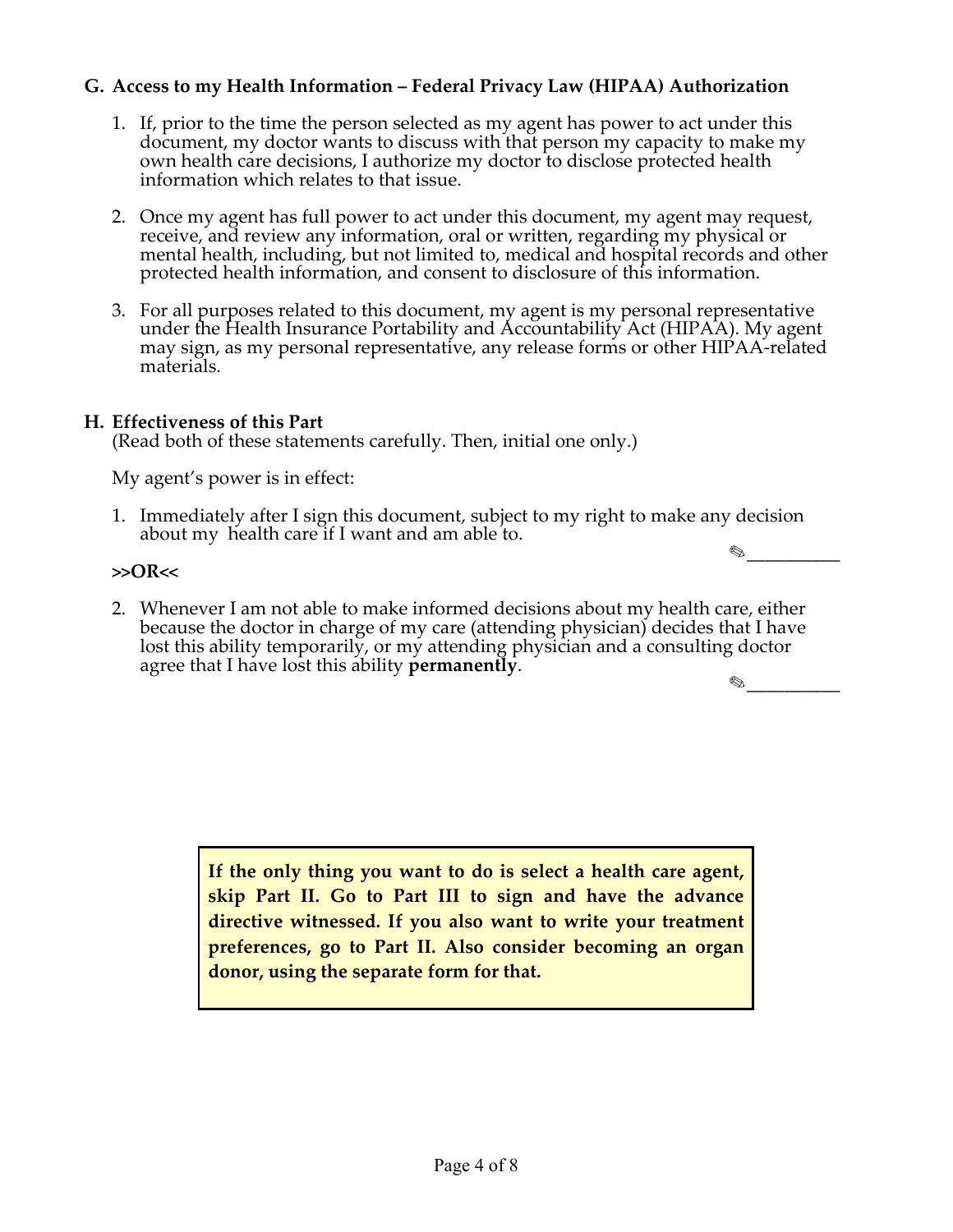## G. Access to my Health Information – Federal Privacy Law (HIPAA) Authorization

1. If, prior to the time the person selected as my agent has power to act under this document, my doctor wants to discuss with that person my capacity to make my own health care decisions, I authorize my doctor to disclose protected health information which relates to that issue.

2. Once my agent has full power to act under this document, my agent may request, receive, and review any information, oral or written, regarding my physical or mental health, including, but not limited to, medical and hospital records and other protected health information, and consent to disclosure of this information.

3. For all purposes related to this document, my agent is my personal representative under the Health Insurance Portability and Accountability Act (HIPAA). My agent may sign, as my personal representative, any release forms or other HIPAA-related materials.

## H. Effectiveness of this Part

(Read both of these statements carefully. Then, initial one only.)

My agent's power is in effect:

1. Immediately after I sign this document, subject to my right to make any decision about my health care if I want and am able to.

✎__________

**>>OR<<**

2. Whenever I am not able to make informed decisions about my health care, either because the doctor in charge of my care (attending physician) decides that I have lost this ability temporarily, or my attending physician and a consulting doctor agree that I have lost this ability **permanently**.

✎__________

**If the only thing you want to do is select a health care agent, skip Part II. Go to Part III to sign and have the advance directive witnessed. If you also want to write your treatment preferences, go to Part II. Also consider becoming an organ donor, using the separate form for that.**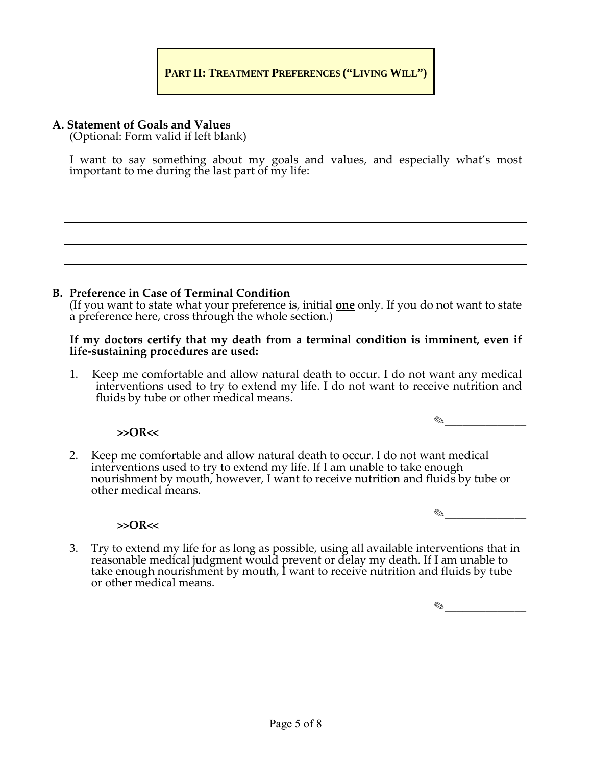# PART II: TREATMENT PREFERENCES ("LIVING WILL")

**A. Statement of Goals and Values**
(Optional: Form valid if left blank)

I want to say something about my goals and values, and especially what's most important to me during the last part of my life:

\_\_\_\_\_\_\_\_\_\_\_\_\_\_\_\_\_\_\_\_\_\_\_\_\_\_\_\_\_\_\_\_\_\_\_\_\_\_\_\_\_\_\_\_\_\_\_\_\_\_\_\_\_\_\_\_\_\_\_\_\_\_\_\_\_\_\_\_\_\_

\_\_\_\_\_\_\_\_\_\_\_\_\_\_\_\_\_\_\_\_\_\_\_\_\_\_\_\_\_\_\_\_\_\_\_\_\_\_\_\_\_\_\_\_\_\_\_\_\_\_\_\_\_\_\_\_\_\_\_\_\_\_\_\_\_\_\_\_\_\_

\_\_\_\_\_\_\_\_\_\_\_\_\_\_\_\_\_\_\_\_\_\_\_\_\_\_\_\_\_\_\_\_\_\_\_\_\_\_\_\_\_\_\_\_\_\_\_\_\_\_\_\_\_\_\_\_\_\_\_\_\_\_\_\_\_\_\_\_\_\_

\_\_\_\_\_\_\_\_\_\_\_\_\_\_\_\_\_\_\_\_\_\_\_\_\_\_\_\_\_\_\_\_\_\_\_\_\_\_\_\_\_\_\_\_\_\_\_\_\_\_\_\_\_\_\_\_\_\_\_\_\_\_\_\_\_\_\_\_\_\_

**B. Preference in Case of Terminal Condition**
(If you want to state what your preference is, initial **one** only. If you do not want to state a preference here, cross through the whole section.)

**If my doctors certify that my death from a terminal condition is imminent, even if life-sustaining procedures are used:**

1. Keep me comfortable and allow natural death to occur. I do not want any medical interventions used to try to extend my life. I do not want to receive nutrition and fluids by tube or other medical means.

   ✎\_\_\_\_\_\_\_\_\_\_\_\_\_\_

**>>OR<<**

2. Keep me comfortable and allow natural death to occur. I do not want medical interventions used to try to extend my life. If I am unable to take enough nourishment by mouth, however, I want to receive nutrition and fluids by tube or other medical means.

   ✎\_\_\_\_\_\_\_\_\_\_\_\_\_\_

**>>OR<<**

3. Try to extend my life for as long as possible, using all available interventions that in reasonable medical judgment would prevent or delay my death. If I am unable to take enough nourishment by mouth, I want to receive nutrition and fluids by tube or other medical means.

   ✎\_\_\_\_\_\_\_\_\_\_\_\_\_\_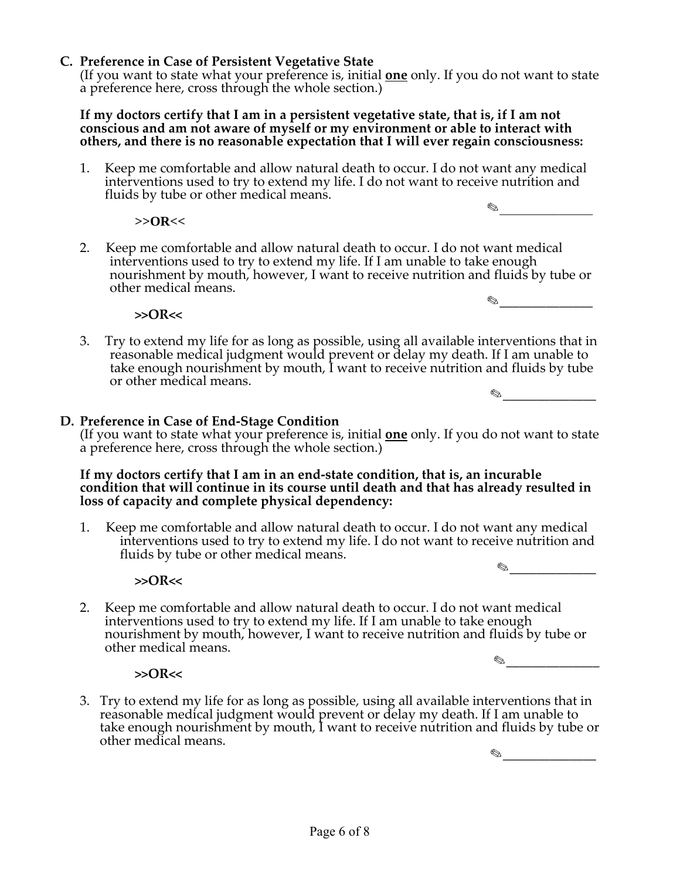## C. Preference in Case of Persistent Vegetative State

(If you want to state what your preference is, initial **one** only. If you do not want to state a preference here, cross through the whole section.)

**If my doctors certify that I am in a persistent vegetative state, that is, if I am not conscious and am not aware of myself or my environment or able to interact with others, and there is no reasonable expectation that I will ever regain consciousness:**

1. Keep me comfortable and allow natural death to occur. I do not want any medical interventions used to try to extend my life. I do not want to receive nutrition and fluids by tube or other medical means.

   ✎______________

   **>>OR<<**

2. Keep me comfortable and allow natural death to occur. I do not want medical interventions used to try to extend my life. If I am unable to take enough nourishment by mouth, however, I want to receive nutrition and fluids by tube or other medical means.

   ✎______________

   **>>OR<<**

3. Try to extend my life for as long as possible, using all available interventions that in reasonable medical judgment would prevent or delay my death. If I am unable to take enough nourishment by mouth, I want to receive nutrition and fluids by tube or other medical means.

   ✎______________

## D. Preference in Case of End-Stage Condition

(If you want to state what your preference is, initial **one** only. If you do not want to state a preference here, cross through the whole section.)

**If my doctors certify that I am in an end-state condition, that is, an incurable condition that will continue in its course until death and that has already resulted in loss of capacity and complete physical dependency:**

1. Keep me comfortable and allow natural death to occur. I do not want any medical interventions used to try to extend my life. I do not want to receive nutrition and fluids by tube or other medical means.

   ✎______________

   **>>OR<<**

2. Keep me comfortable and allow natural death to occur. I do not want medical interventions used to try to extend my life. If I am unable to take enough nourishment by mouth, however, I want to receive nutrition and fluids by tube or other medical means.

   ✎______________

   **>>OR<<**

3. Try to extend my life for as long as possible, using all available interventions that in reasonable medical judgment would prevent or delay my death. If I am unable to take enough nourishment by mouth, I want to receive nutrition and fluids by tube or other medical means.

   ✎______________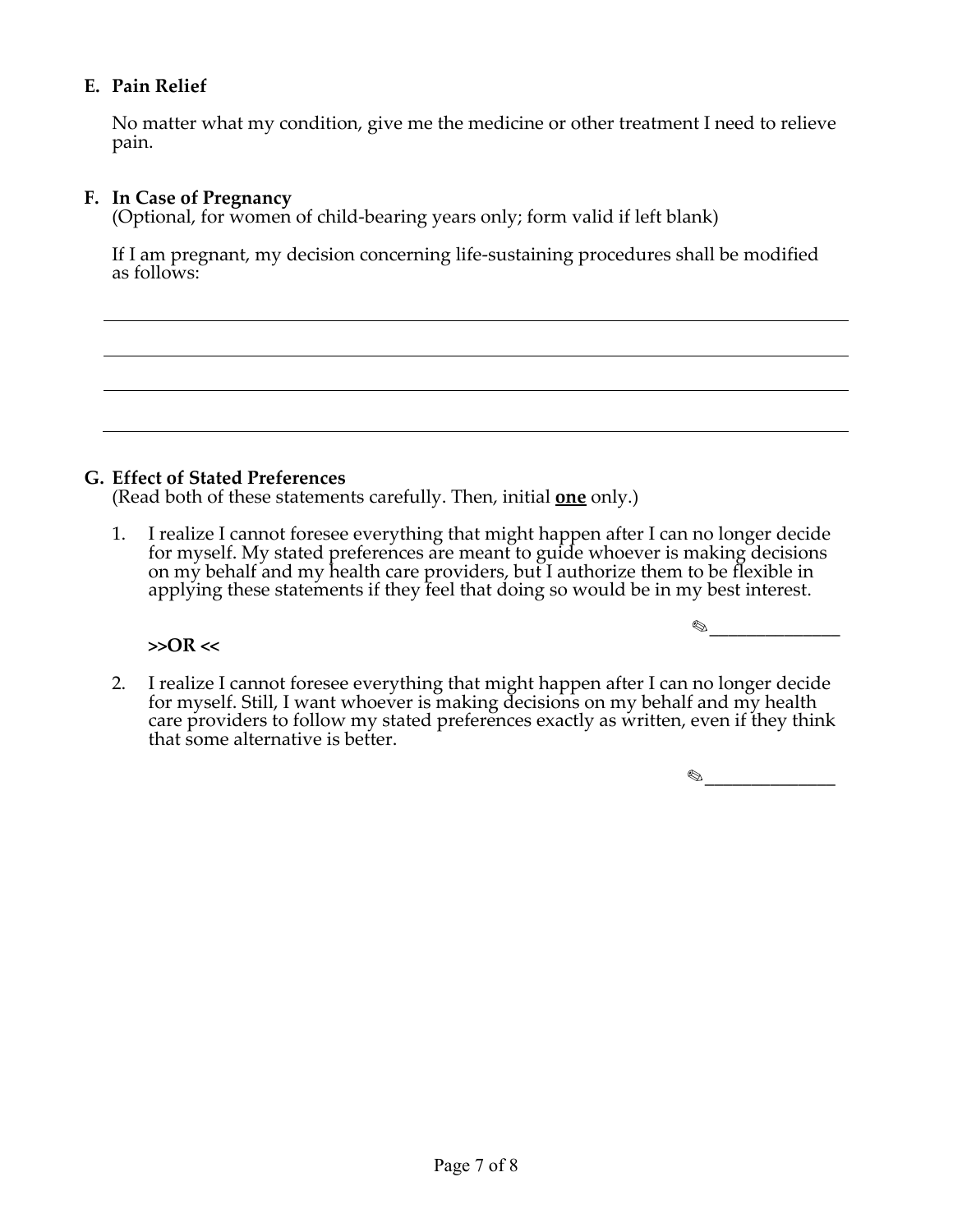**E. Pain Relief**

No matter what my condition, give me the medicine or other treatment I need to relieve pain.

**F. In Case of Pregnancy**
(Optional, for women of child-bearing years only; form valid if left blank)

If I am pregnant, my decision concerning life-sustaining procedures shall be modified as follows:

______________________________________________________________________________

______________________________________________________________________________

______________________________________________________________________________

______________________________________________________________________________

**G. Effect of Stated Preferences**
(Read both of these statements carefully. Then, initial **one** only.)

1. I realize I cannot foresee everything that might happen after I can no longer decide for myself. My stated preferences are meant to guide whoever is making decisions on my behalf and my health care providers, but I authorize them to be flexible in applying these statements if they feel that doing so would be in my best interest.

   ✎______________

   **>>OR <<**

2. I realize I cannot foresee everything that might happen after I can no longer decide for myself. Still, I want whoever is making decisions on my behalf and my health care providers to follow my stated preferences exactly as written, even if they think that some alternative is better.

   ✎______________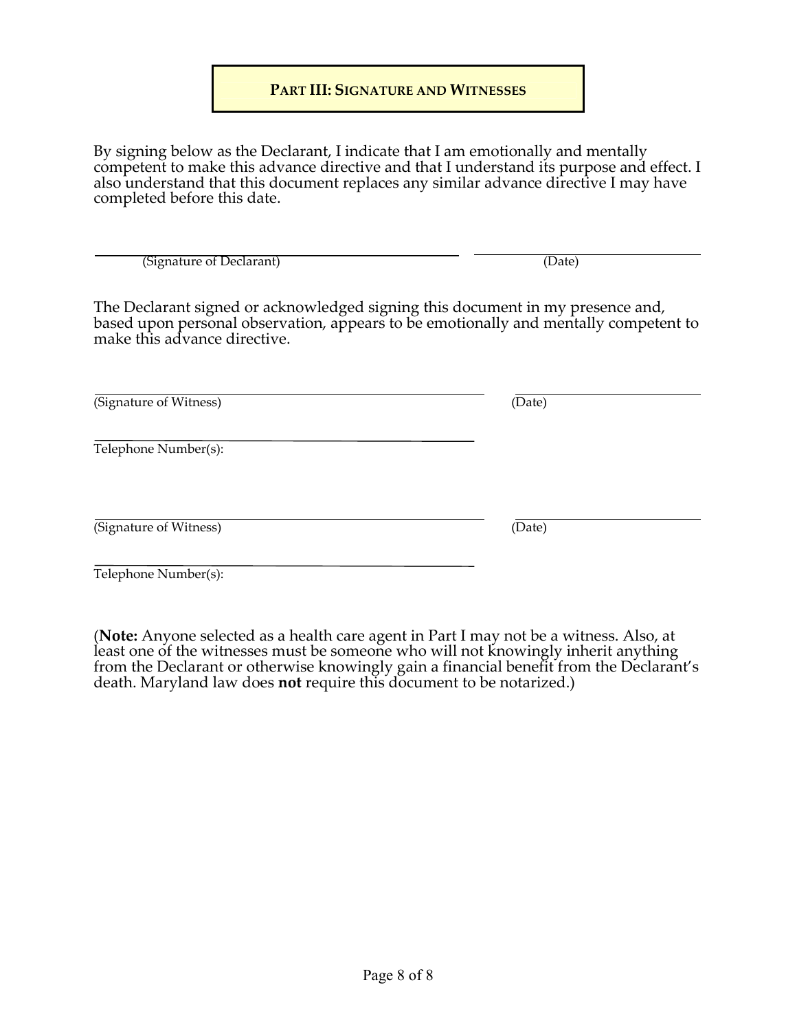## PART III: SIGNATURE AND WITNESSES

By signing below as the Declarant, I indicate that I am emotionally and mentally competent to make this advance directive and that I understand its purpose and effect. I also understand that this document replaces any similar advance directive I may have completed before this date.

_______________________________________ _______________________
(Signature of Declarant) (Date)

The Declarant signed or acknowledged signing this document in my presence and, based upon personal observation, appears to be emotionally and mentally competent to make this advance directive.

_______________________________________ _______________________
(Signature of Witness) (Date)

_______________________________________
Telephone Number(s):

_______________________________________ _______________________
(Signature of Witness) (Date)

_______________________________________
Telephone Number(s):

(**Note:** Anyone selected as a health care agent in Part I may not be a witness. Also, at least one of the witnesses must be someone who will not knowingly inherit anything from the Declarant or otherwise knowingly gain a financial benefit from the Declarant's death. Maryland law does **not** require this document to be notarized.)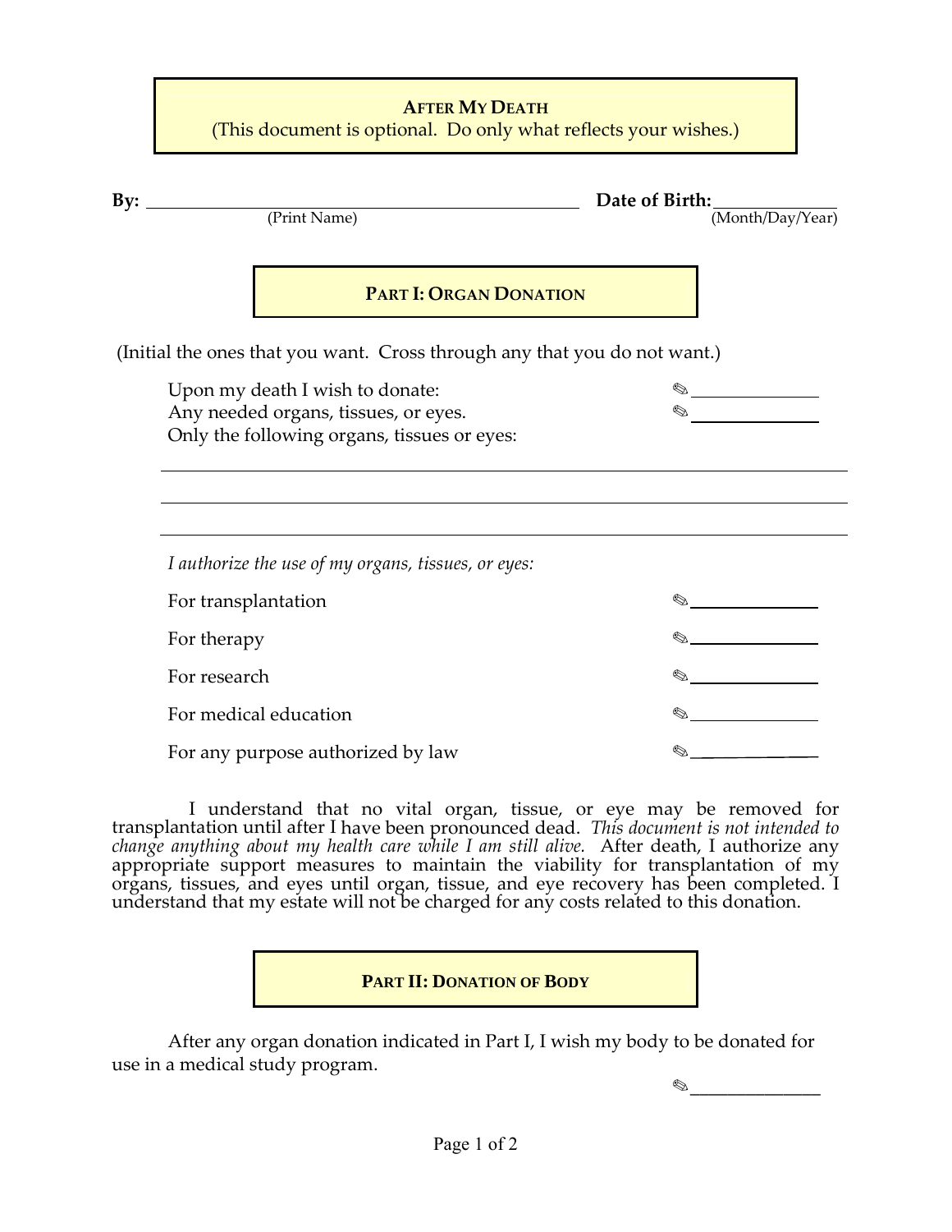# AFTER MY DEATH

(This document is optional. Do only what reflects your wishes.)

**By:** ______________________________ **Date of Birth:** ____________
(Print Name) (Month/Day/Year)

## PART I: ORGAN DONATION

(Initial the ones that you want. Cross through any that you do not want.)

Upon my death I wish to donate: ✎ ____________
Any needed organs, tissues, or eyes. ✎ ____________
Only the following organs, tissues or eyes:

______________________________________________

______________________________________________

______________________________________________

*I authorize the use of my organs, tissues, or eyes:*

For transplantation ✎ ____________

For therapy ✎ ____________

For research ✎ ____________

For medical education ✎ ____________

For any purpose authorized by law ✎ ____________

I understand that no vital organ, tissue, or eye may be removed for transplantation until after I have been pronounced dead. *This document is not intended to change anything about my health care while I am still alive.* After death, I authorize any appropriate support measures to maintain the viability for transplantation of my organs, tissues, and eyes until organ, tissue, and eye recovery has been completed. I understand that my estate will not be charged for any costs related to this donation.

## PART II: DONATION OF BODY

After any organ donation indicated in Part I, I wish my body to be donated for use in a medical study program.

✎ ____________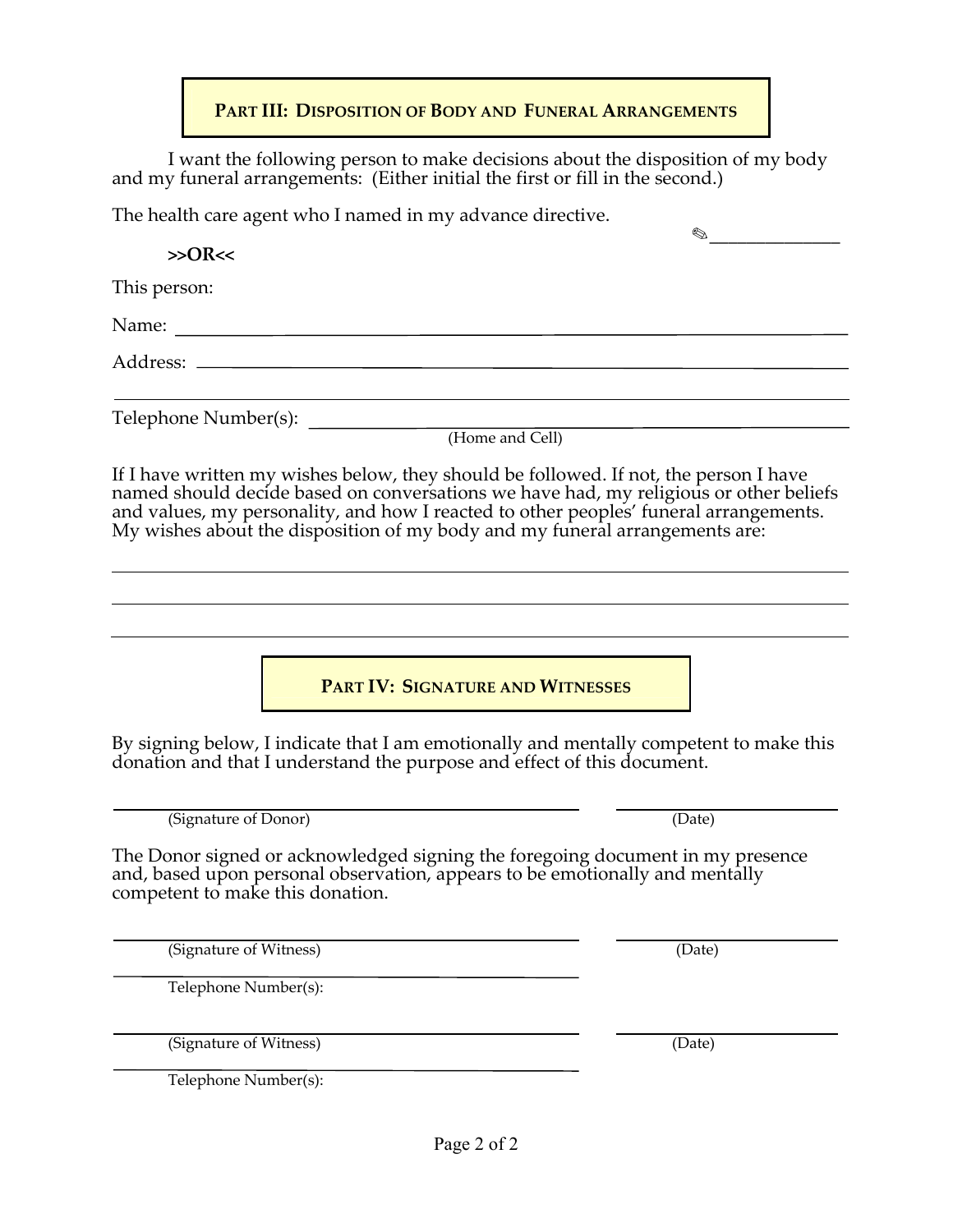## PART III: DISPOSITION OF BODY AND FUNERAL ARRANGEMENTS

I want the following person to make decisions about the disposition of my body and my funeral arrangements: (Either initial the first or fill in the second.)

The health care agent who I named in my advance directive. ✎______________

**>>OR<<**

This person:

Name: ______________________________________________

Address: ______________________________________________

______________________________________________

Telephone Number(s): ______________________________________________
(Home and Cell)

If I have written my wishes below, they should be followed. If not, the person I have named should decide based on conversations we have had, my religious or other beliefs and values, my personality, and how I reacted to other peoples' funeral arrangements. My wishes about the disposition of my body and my funeral arrangements are:

______________________________________________

______________________________________________

______________________________________________

## PART IV: SIGNATURE AND WITNESSES

By signing below, I indicate that I am emotionally and mentally competent to make this donation and that I understand the purpose and effect of this document.

______________________________ ______________
(Signature of Donor) (Date)

The Donor signed or acknowledged signing the foregoing document in my presence and, based upon personal observation, appears to be emotionally and mentally competent to make this donation.

______________________________ ______________
(Signature of Witness) (Date)

______________________________
Telephone Number(s):

______________________________ ______________
(Signature of Witness) (Date)

______________________________
Telephone Number(s):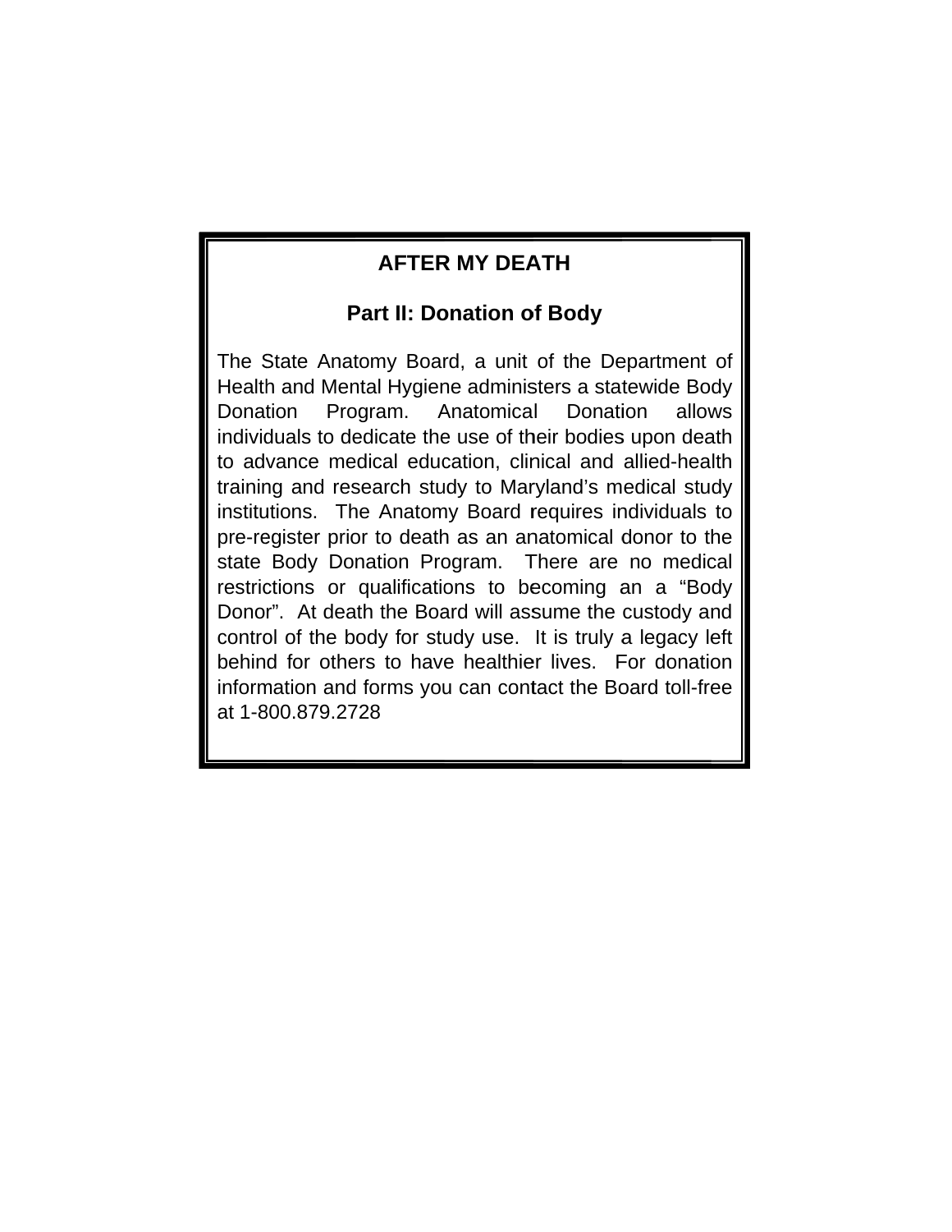## AFTER MY DEATH

### Part II: Donation of Body

The State Anatomy Board, a unit of the Department of Health and Mental Hygiene administers a statewide Body Donation Program. Anatomical Donation allows individuals to dedicate the use of their bodies upon death to advance medical education, clinical and allied-health training and research study to Maryland's medical study institutions. The Anatomy Board requires individuals to pre-register prior to death as an anatomical donor to the state Body Donation Program. There are no medical restrictions or qualifications to becoming an a "Body Donor". At death the Board will assume the custody and control of the body for study use. It is truly a legacy left behind for others to have healthier lives. For donation information and forms you can contact the Board toll-free at 1-800.879.2728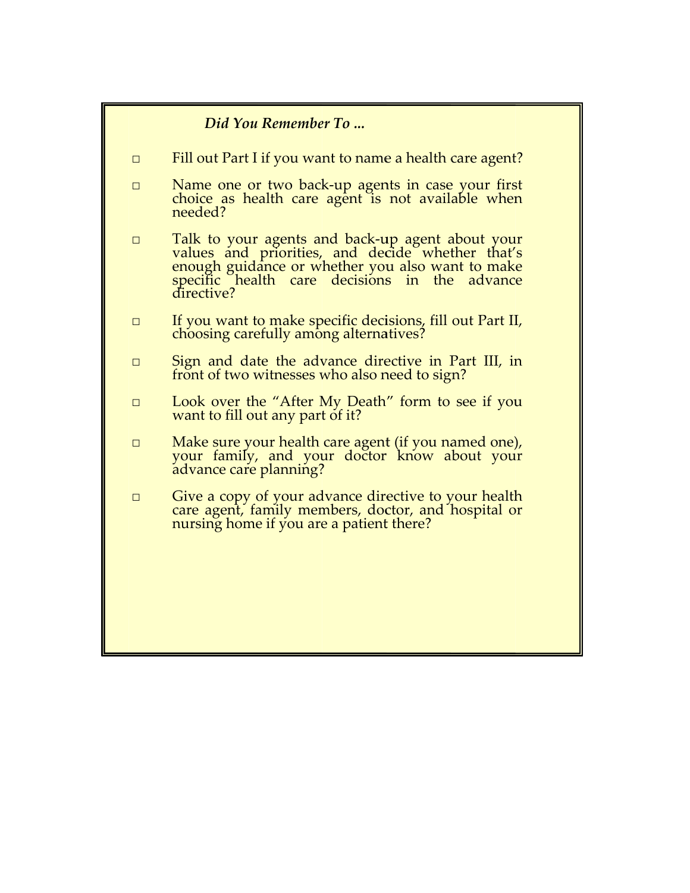***Did You Remember To …***

- □ Fill out Part I if you want to name a health care agent?
- □ Name one or two back-up agents in case your first choice as health care agent is not available when needed?
- □ Talk to your agents and back-up agent about your values and priorities, and decide whether that's enough guidance or whether you also want to make specific health care decisions in the advance directive?
- □ If you want to make specific decisions, fill out Part II, choosing carefully among alternatives?
- □ Sign and date the advance directive in Part III, in front of two witnesses who also need to sign?
- □ Look over the "After My Death" form to see if you want to fill out any part of it?
- □ Make sure your health care agent (if you named one), your family, and your doctor know about your advance care planning?
- □ Give a copy of your advance directive to your health care agent, family members, doctor, and hospital or nursing home if you are a patient there?